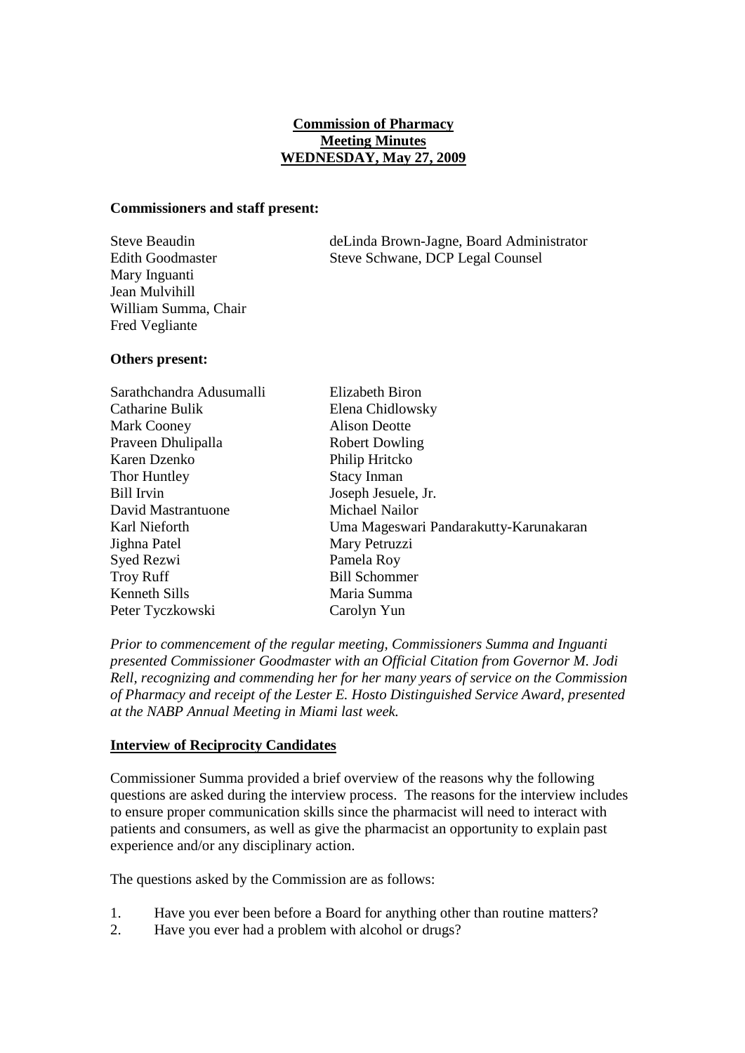**Commission of Pharmacy**
**Meeting Minutes**
**WEDNESDAY, May 27, 2009**

**Commissioners and staff present:**

| | |
|---|---|
| Steve Beaudin | deLinda Brown-Jagne, Board Administrator |
| Edith Goodmaster | Steve Schwane, DCP Legal Counsel |
| Mary Inguanti | |
| Jean Mulvihill | |
| William Summa, Chair | |
| Fred Vegliante | |

**Others present:**

| | |
|---|---|
| Sarathchandra Adusumalli | Elizabeth Biron |
| Catharine Bulik | Elena Chidlowsky |
| Mark Cooney | Alison Deotte |
| Praveen Dhulipalla | Robert Dowling |
| Karen Dzenko | Philip Hritcko |
| Thor Huntley | Stacy Inman |
| Bill Irvin | Joseph Jesuele, Jr. |
| David Mastrantuone | Michael Nailor |
| Karl Nieforth | Uma Mageswari Pandarakutty-Karunakaran |
| Jighna Patel | Mary Petruzzi |
| Syed Rezwi | Pamela Roy |
| Troy Ruff | Bill Schommer |
| Kenneth Sills | Maria Summa |
| Peter Tyczkowski | Carolyn Yun |

*Prior to commencement of the regular meeting, Commissioners Summa and Inguanti presented Commissioner Goodmaster with an Official Citation from Governor M. Jodi Rell, recognizing and commending her for her many years of service on the Commission of Pharmacy and receipt of the Lester E. Hosto Distinguished Service Award, presented at the NABP Annual Meeting in Miami last week.*

**Interview of Reciprocity Candidates**

Commissioner Summa provided a brief overview of the reasons why the following questions are asked during the interview process. The reasons for the interview includes to ensure proper communication skills since the pharmacist will need to interact with patients and consumers, as well as give the pharmacist an opportunity to explain past experience and/or any disciplinary action.

The questions asked by the Commission are as follows:

1. Have you ever been before a Board for anything other than routine matters?
2. Have you ever had a problem with alcohol or drugs?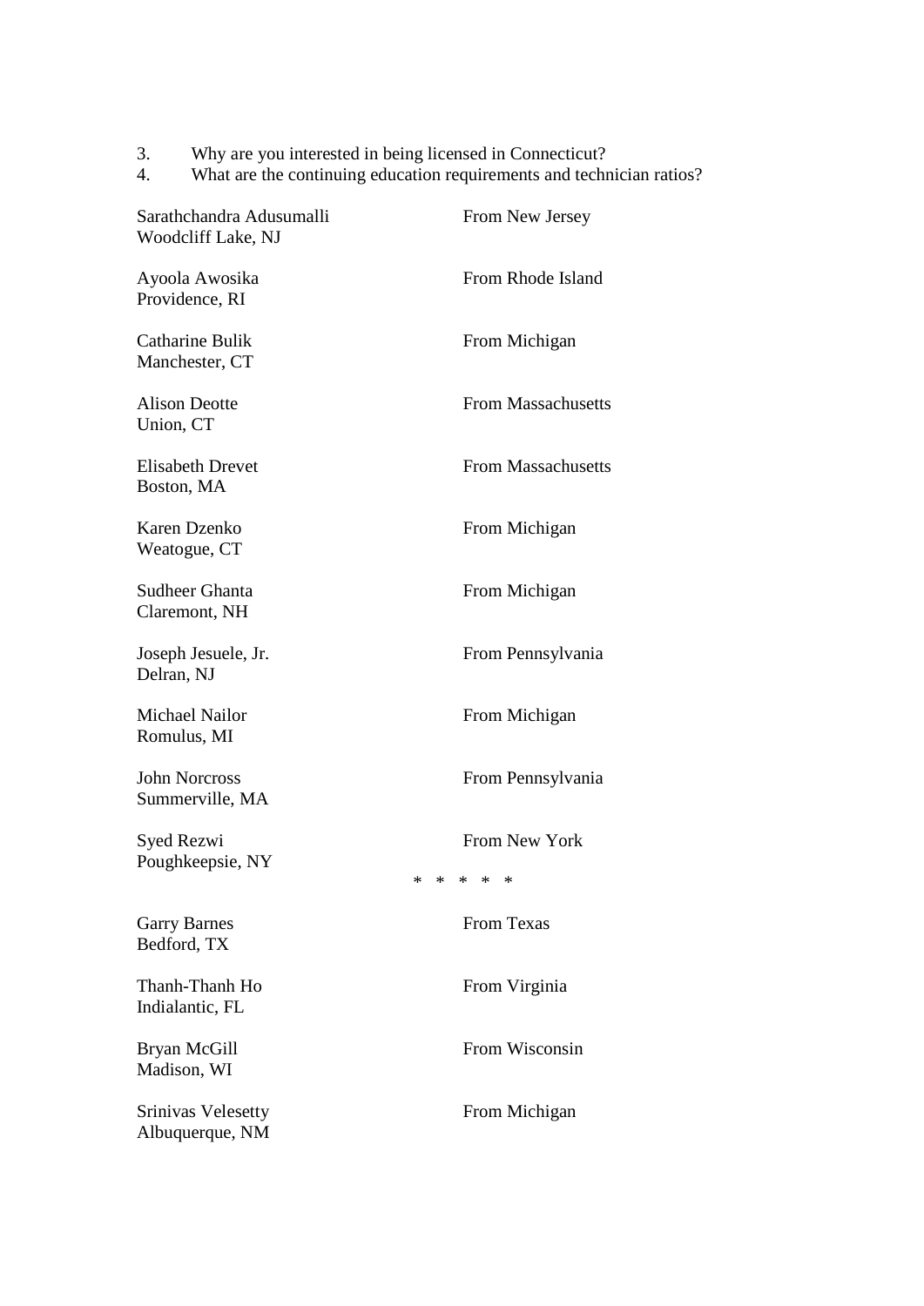3. Why are you interested in being licensed in Connecticut?
4. What are the continuing education requirements and technician ratios?

| | |
|---|---|
| Sarathchandra Adusumalli<br>Woodcliff Lake, NJ | From New Jersey |
| Ayoola Awosika<br>Providence, RI | From Rhode Island |
| Catharine Bulik<br>Manchester, CT | From Michigan |
| Alison Deotte<br>Union, CT | From Massachusetts |
| Elisabeth Drevet<br>Boston, MA | From Massachusetts |
| Karen Dzenko<br>Weatogue, CT | From Michigan |
| Sudheer Ghanta<br>Claremont, NH | From Michigan |
| Joseph Jesuele, Jr.<br>Delran, NJ | From Pennsylvania |
| Michael Nailor<br>Romulus, MI | From Michigan |
| John Norcross<br>Summerville, MA | From Pennsylvania |
| Syed Rezwi<br>Poughkeepsie, NY | From New York |

\* \* \* \* \*

| | |
|---|---|
| Garry Barnes<br>Bedford, TX | From Texas |
| Thanh-Thanh Ho<br>Indialantic, FL | From Virginia |
| Bryan McGill<br>Madison, WI | From Wisconsin |
| Srinivas Velesetty<br>Albuquerque, NM | From Michigan |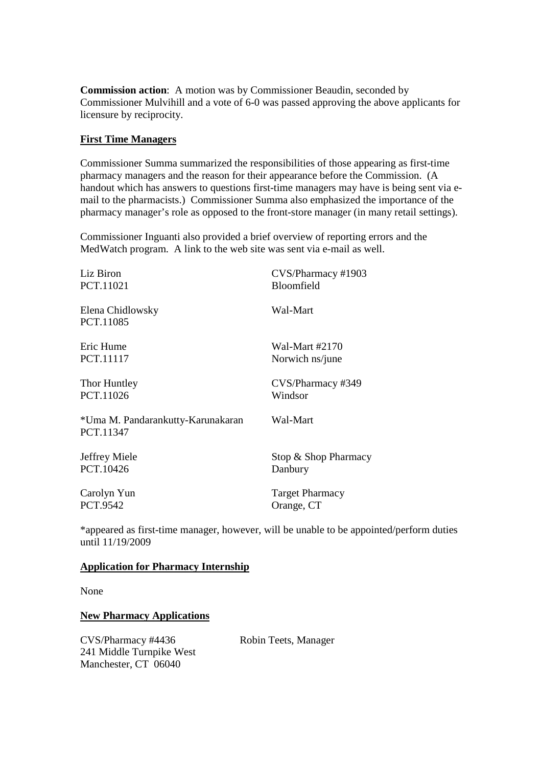**Commission action**: A motion was by Commissioner Beaudin, seconded by Commissioner Mulvihill and a vote of 6-0 was passed approving the above applicants for licensure by reciprocity.

**First Time Managers**

Commissioner Summa summarized the responsibilities of those appearing as first-time pharmacy managers and the reason for their appearance before the Commission. (A handout which has answers to questions first-time managers may have is being sent via e-mail to the pharmacists.) Commissioner Summa also emphasized the importance of the pharmacy manager's role as opposed to the front-store manager (in many retail settings).

Commissioner Inguanti also provided a brief overview of reporting errors and the MedWatch program. A link to the web site was sent via e-mail as well.

| | |
|---|---|
| Liz Biron<br>PCT.11021 | CVS/Pharmacy #1903<br>Bloomfield |
| Elena Chidlowsky<br>PCT.11085 | Wal-Mart |
| Eric Hume<br>PCT.11117 | Wal-Mart #2170<br>Norwich ns/june |
| Thor Huntley<br>PCT.11026 | CVS/Pharmacy #349<br>Windsor |
| *Uma M. Pandarankutty-Karunakaran<br>PCT.11347 | Wal-Mart |
| Jeffrey Miele<br>PCT.10426 | Stop & Shop Pharmacy<br>Danbury |
| Carolyn Yun<br>PCT.9542 | Target Pharmacy<br>Orange, CT |

*appeared as first-time manager, however, will be unable to be appointed/perform duties until 11/19/2009

**Application for Pharmacy Internship**

None

**New Pharmacy Applications**

CVS/Pharmacy #4436 — Robin Teets, Manager
241 Middle Turnpike West
Manchester, CT 06040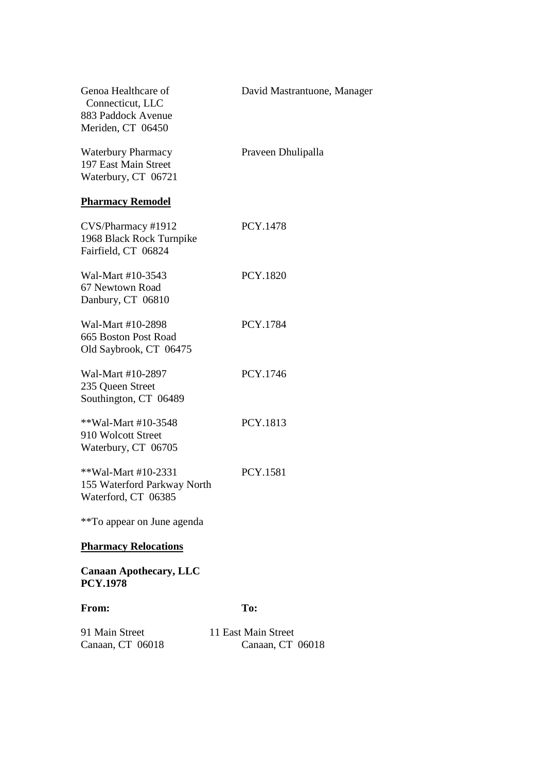Genoa Healthcare of Connecticut, LLC
883 Paddock Avenue
Meriden, CT 06450

David Mastrantuone, Manager

Waterbury Pharmacy
197 East Main Street
Waterbury, CT 06721

Praveen Dhulipalla

**Pharmacy Remodel**

CVS/Pharmacy #1912
1968 Black Rock Turnpike
Fairfield, CT 06824

PCY.1478

Wal-Mart #10-3543
67 Newtown Road
Danbury, CT 06810

PCY.1820

Wal-Mart #10-2898
665 Boston Post Road
Old Saybrook, CT 06475

PCY.1784

Wal-Mart #10-2897
235 Queen Street
Southington, CT 06489

PCY.1746

**Wal-Mart #10-3548
910 Wolcott Street
Waterbury, CT 06705

PCY.1813

**Wal-Mart #10-2331
155 Waterford Parkway North
Waterford, CT 06385

PCY.1581

**To appear on June agenda

**Pharmacy Relocations**

**Canaan Apothecary, LLC**
**PCY.1978**

| **From:** | **To:** |
| --- | --- |
| 91 Main Street<br>Canaan, CT 06018 | 11 East Main Street<br>Canaan, CT 06018 |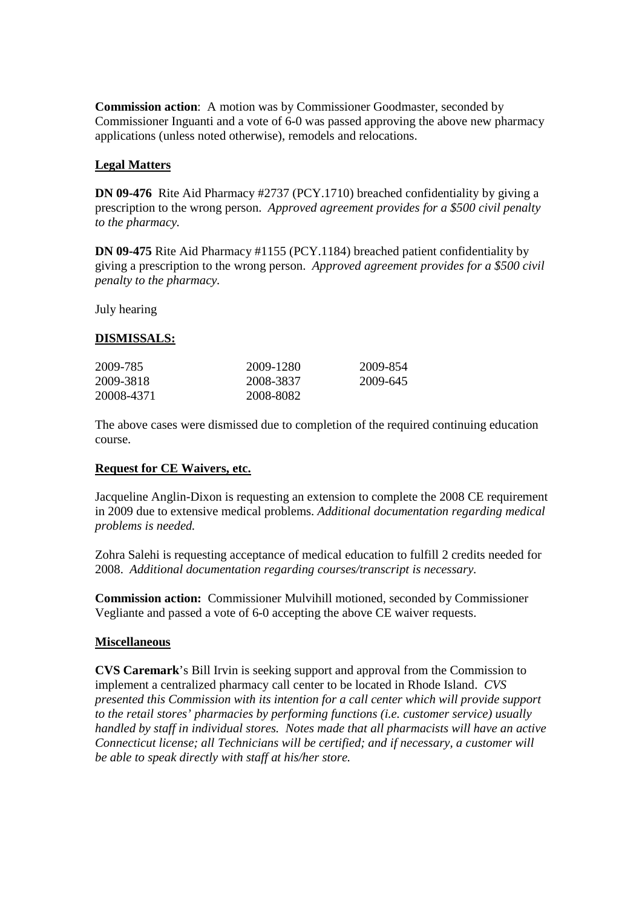**Commission action**: A motion was by Commissioner Goodmaster, seconded by Commissioner Inguanti and a vote of 6-0 was passed approving the above new pharmacy applications (unless noted otherwise), remodels and relocations.

**Legal Matters**

**DN 09-476** Rite Aid Pharmacy #2737 (PCY.1710) breached confidentiality by giving a prescription to the wrong person. *Approved agreement provides for a $500 civil penalty to the pharmacy.*

**DN 09-475** Rite Aid Pharmacy #1155 (PCY.1184) breached patient confidentiality by giving a prescription to the wrong person. *Approved agreement provides for a $500 civil penalty to the pharmacy.*

July hearing

**DISMISSALS:**

| | | |
|---|---|---|
| 2009-785 | 2009-1280 | 2009-854 |
| 2009-3818 | 2008-3837 | 2009-645 |
| 20008-4371 | 2008-8082 | |

The above cases were dismissed due to completion of the required continuing education course.

**Request for CE Waivers, etc.**

Jacqueline Anglin-Dixon is requesting an extension to complete the 2008 CE requirement in 2009 due to extensive medical problems. *Additional documentation regarding medical problems is needed.*

Zohra Salehi is requesting acceptance of medical education to fulfill 2 credits needed for 2008. *Additional documentation regarding courses/transcript is necessary.*

**Commission action:** Commissioner Mulvihill motioned, seconded by Commissioner Vegliante and passed a vote of 6-0 accepting the above CE waiver requests.

**Miscellaneous**

**CVS Caremark**'s Bill Irvin is seeking support and approval from the Commission to implement a centralized pharmacy call center to be located in Rhode Island. *CVS presented this Commission with its intention for a call center which will provide support to the retail stores' pharmacies by performing functions (i.e. customer service) usually handled by staff in individual stores. Notes made that all pharmacists will have an active Connecticut license; all Technicians will be certified; and if necessary, a customer will be able to speak directly with staff at his/her store.*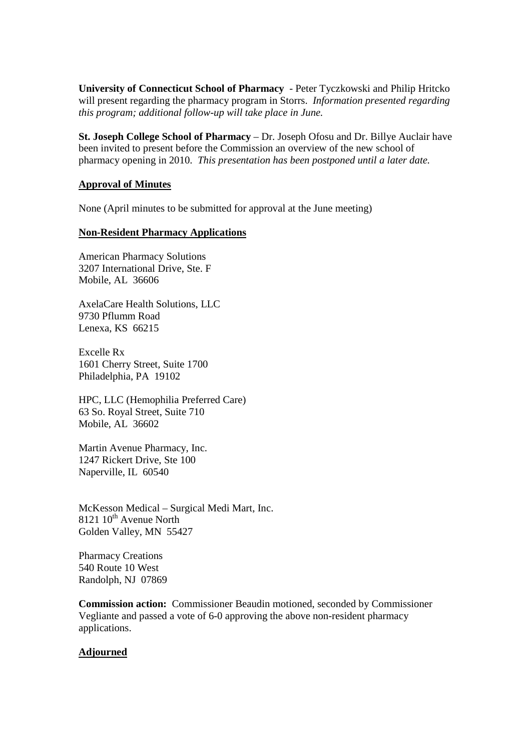**University of Connecticut School of Pharmacy** - Peter Tyczkowski and Philip Hritcko will present regarding the pharmacy program in Storrs. *Information presented regarding this program; additional follow-up will take place in June.*

**St. Joseph College School of Pharmacy** – Dr. Joseph Ofosu and Dr. Billye Auclair have been invited to present before the Commission an overview of the new school of pharmacy opening in 2010. *This presentation has been postponed until a later date.*

**Approval of Minutes**

None (April minutes to be submitted for approval at the June meeting)

**Non-Resident Pharmacy Applications**

American Pharmacy Solutions
3207 International Drive, Ste. F
Mobile, AL 36606

AxelaCare Health Solutions, LLC
9730 Pflumm Road
Lenexa, KS 66215

Excelle Rx
1601 Cherry Street, Suite 1700
Philadelphia, PA 19102

HPC, LLC (Hemophilia Preferred Care)
63 So. Royal Street, Suite 710
Mobile, AL 36602

Martin Avenue Pharmacy, Inc.
1247 Rickert Drive, Ste 100
Naperville, IL 60540

McKesson Medical – Surgical Medi Mart, Inc.
8121 10th Avenue North
Golden Valley, MN 55427

Pharmacy Creations
540 Route 10 West
Randolph, NJ 07869

**Commission action:** Commissioner Beaudin motioned, seconded by Commissioner Vegliante and passed a vote of 6-0 approving the above non-resident pharmacy applications.

**Adjourned**